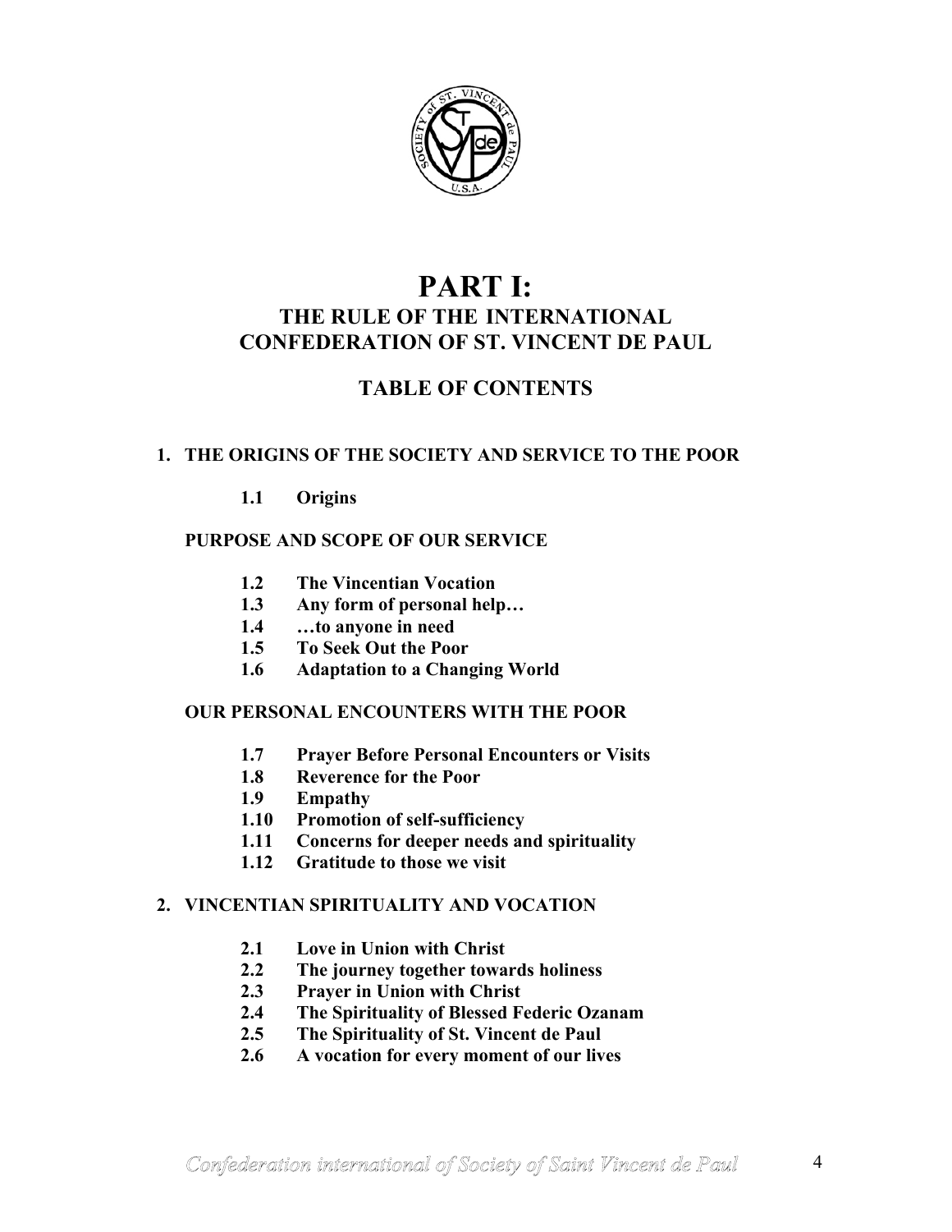# PART I:
## THE RULE OF THE INTERNATIONAL CONFEDERATION OF ST. VINCENT DE PAUL

### TABLE OF CONTENTS

**1. THE ORIGINS OF THE SOCIETY AND SERVICE TO THE POOR**

- **1.1 Origins**

**PURPOSE AND SCOPE OF OUR SERVICE**

- **1.2 The Vincentian Vocation**
- **1.3 Any form of personal help…**
- **1.4 …to anyone in need**
- **1.5 To Seek Out the Poor**
- **1.6 Adaptation to a Changing World**

**OUR PERSONAL ENCOUNTERS WITH THE POOR**

- **1.7 Prayer Before Personal Encounters or Visits**
- **1.8 Reverence for the Poor**
- **1.9 Empathy**
- **1.10 Promotion of self-sufficiency**
- **1.11 Concerns for deeper needs and spirituality**
- **1.12 Gratitude to those we visit**

**2. VINCENTIAN SPIRITUALITY AND VOCATION**

- **2.1 Love in Union with Christ**
- **2.2 The journey together towards holiness**
- **2.3 Prayer in Union with Christ**
- **2.4 The Spirituality of Blessed Federic Ozanam**
- **2.5 The Spirituality of St. Vincent de Paul**
- **2.6 A vocation for every moment of our lives**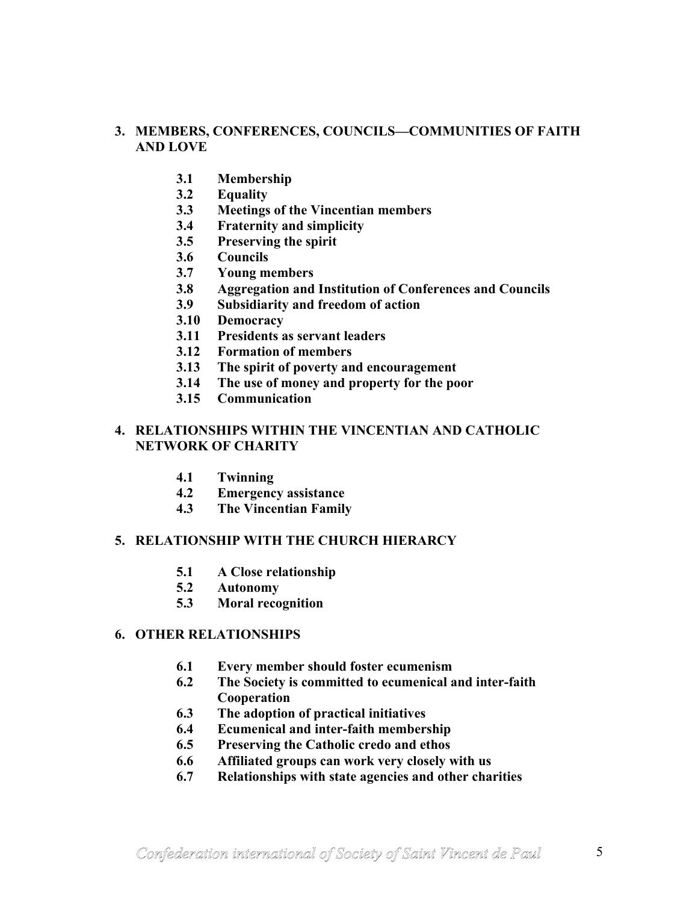**3. MEMBERS, CONFERENCES, COUNCILS—COMMUNITIES OF FAITH AND LOVE**

- **3.1 Membership**
- **3.2 Equality**
- **3.3 Meetings of the Vincentian members**
- **3.4 Fraternity and simplicity**
- **3.5 Preserving the spirit**
- **3.6 Councils**
- **3.7 Young members**
- **3.8 Aggregation and Institution of Conferences and Councils**
- **3.9 Subsidiarity and freedom of action**
- **3.10 Democracy**
- **3.11 Presidents as servant leaders**
- **3.12 Formation of members**
- **3.13 The spirit of poverty and encouragement**
- **3.14 The use of money and property for the poor**
- **3.15 Communication**

**4. RELATIONSHIPS WITHIN THE VINCENTIAN AND CATHOLIC NETWORK OF CHARITY**

- **4.1 Twinning**
- **4.2 Emergency assistance**
- **4.3 The Vincentian Family**

**5. RELATIONSHIP WITH THE CHURCH HIERARCY**

- **5.1 A Close relationship**
- **5.2 Autonomy**
- **5.3 Moral recognition**

**6. OTHER RELATIONSHIPS**

- **6.1 Every member should foster ecumenism**
- **6.2 The Society is committed to ecumenical and inter-faith Cooperation**
- **6.3 The adoption of practical initiatives**
- **6.4 Ecumenical and inter-faith membership**
- **6.5 Preserving the Catholic credo and ethos**
- **6.6 Affiliated groups can work very closely with us**
- **6.7 Relationships with state agencies and other charities**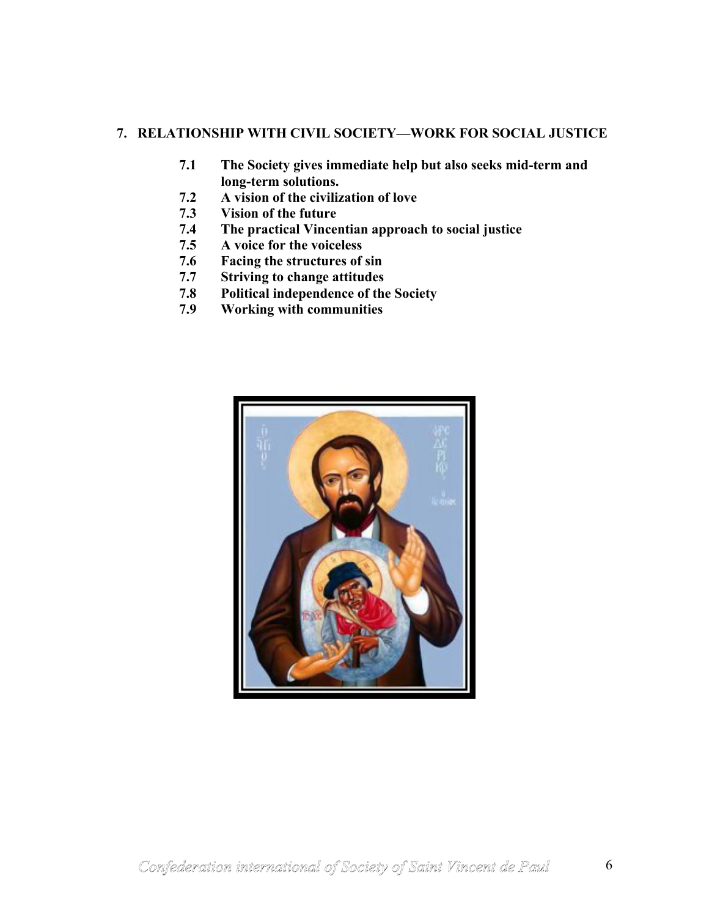## 7. RELATIONSHIP WITH CIVIL SOCIETY—WORK FOR SOCIAL JUSTICE

- **7.1 The Society gives immediate help but also seeks mid-term and long-term solutions.**
- **7.2 A vision of the civilization of love**
- **7.3 Vision of the future**
- **7.4 The practical Vincentian approach to social justice**
- **7.5 A voice for the voiceless**
- **7.6 Facing the structures of sin**
- **7.7 Striving to change attitudes**
- **7.8 Political independence of the Society**
- **7.9 Working with communities**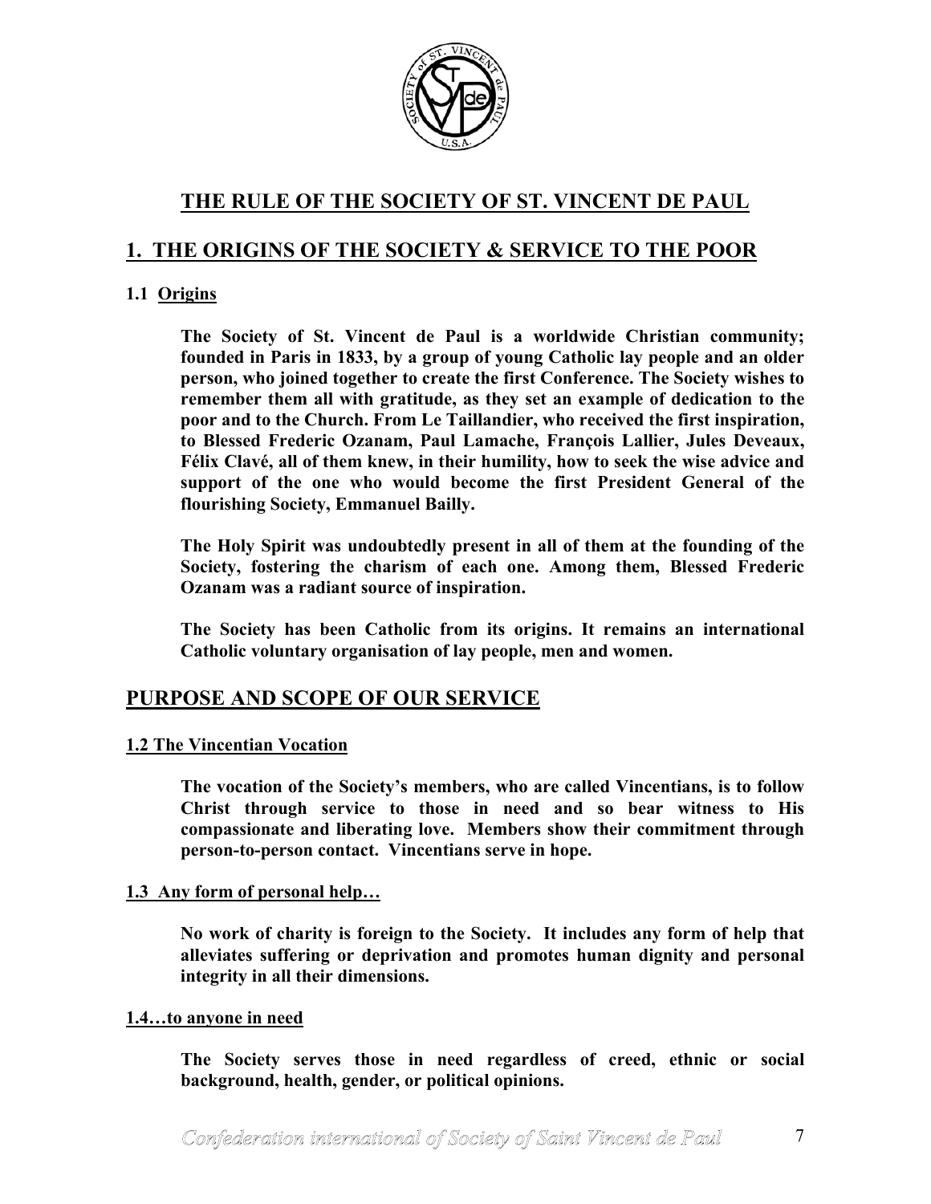# THE RULE OF THE SOCIETY OF ST. VINCENT DE PAUL

## 1. THE ORIGINS OF THE SOCIETY & SERVICE TO THE POOR

### 1.1 Origins

**The Society of St. Vincent de Paul is a worldwide Christian community; founded in Paris in 1833, by a group of young Catholic lay people and an older person, who joined together to create the first Conference. The Society wishes to remember them all with gratitude, as they set an example of dedication to the poor and to the Church. From Le Taillandier, who received the first inspiration, to Blessed Frederic Ozanam, Paul Lamache, François Lallier, Jules Deveaux, Félix Clavé, all of them knew, in their humility, how to seek the wise advice and support of the one who would become the first President General of the flourishing Society, Emmanuel Bailly.**

**The Holy Spirit was undoubtedly present in all of them at the founding of the Society, fostering the charism of each one. Among them, Blessed Frederic Ozanam was a radiant source of inspiration.**

**The Society has been Catholic from its origins. It remains an international Catholic voluntary organisation of lay people, men and women.**

## PURPOSE AND SCOPE OF OUR SERVICE

### 1.2 The Vincentian Vocation

**The vocation of the Society's members, who are called Vincentians, is to follow Christ through service to those in need and so bear witness to His compassionate and liberating love. Members show their commitment through person-to-person contact. Vincentians serve in hope.**

### 1.3 Any form of personal help…

**No work of charity is foreign to the Society. It includes any form of help that alleviates suffering or deprivation and promotes human dignity and personal integrity in all their dimensions.**

### 1.4…to anyone in need

**The Society serves those in need regardless of creed, ethnic or social background, health, gender, or political opinions.**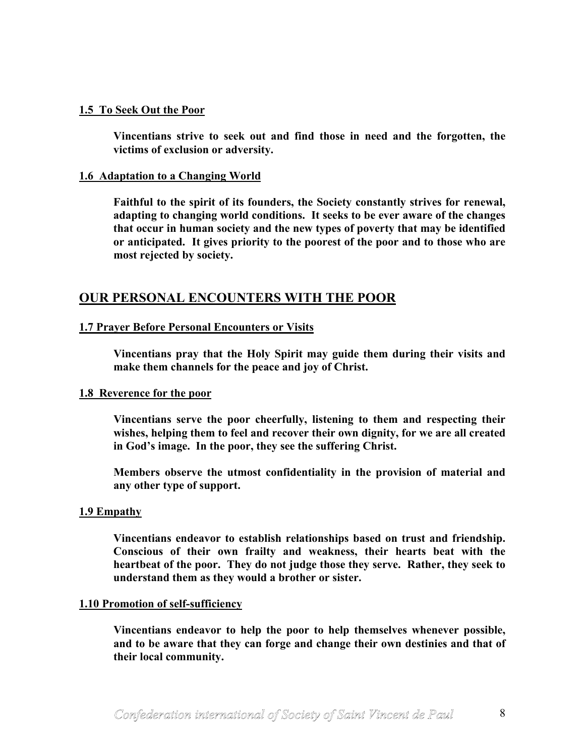### 1.5 To Seek Out the Poor

**Vincentians strive to seek out and find those in need and the forgotten, the victims of exclusion or adversity.**

### 1.6 Adaptation to a Changing World

**Faithful to the spirit of its founders, the Society constantly strives for renewal, adapting to changing world conditions. It seeks to be ever aware of the changes that occur in human society and the new types of poverty that may be identified or anticipated. It gives priority to the poorest of the poor and to those who are most rejected by society.**

## OUR PERSONAL ENCOUNTERS WITH THE POOR

### 1.7 Prayer Before Personal Encounters or Visits

**Vincentians pray that the Holy Spirit may guide them during their visits and make them channels for the peace and joy of Christ.**

### 1.8 Reverence for the poor

**Vincentians serve the poor cheerfully, listening to them and respecting their wishes, helping them to feel and recover their own dignity, for we are all created in God's image. In the poor, they see the suffering Christ.**

**Members observe the utmost confidentiality in the provision of material and any other type of support.**

### 1.9 Empathy

**Vincentians endeavor to establish relationships based on trust and friendship. Conscious of their own frailty and weakness, their hearts beat with the heartbeat of the poor. They do not judge those they serve. Rather, they seek to understand them as they would a brother or sister.**

### 1.10 Promotion of self-sufficiency

**Vincentians endeavor to help the poor to help themselves whenever possible, and to be aware that they can forge and change their own destinies and that of their local community.**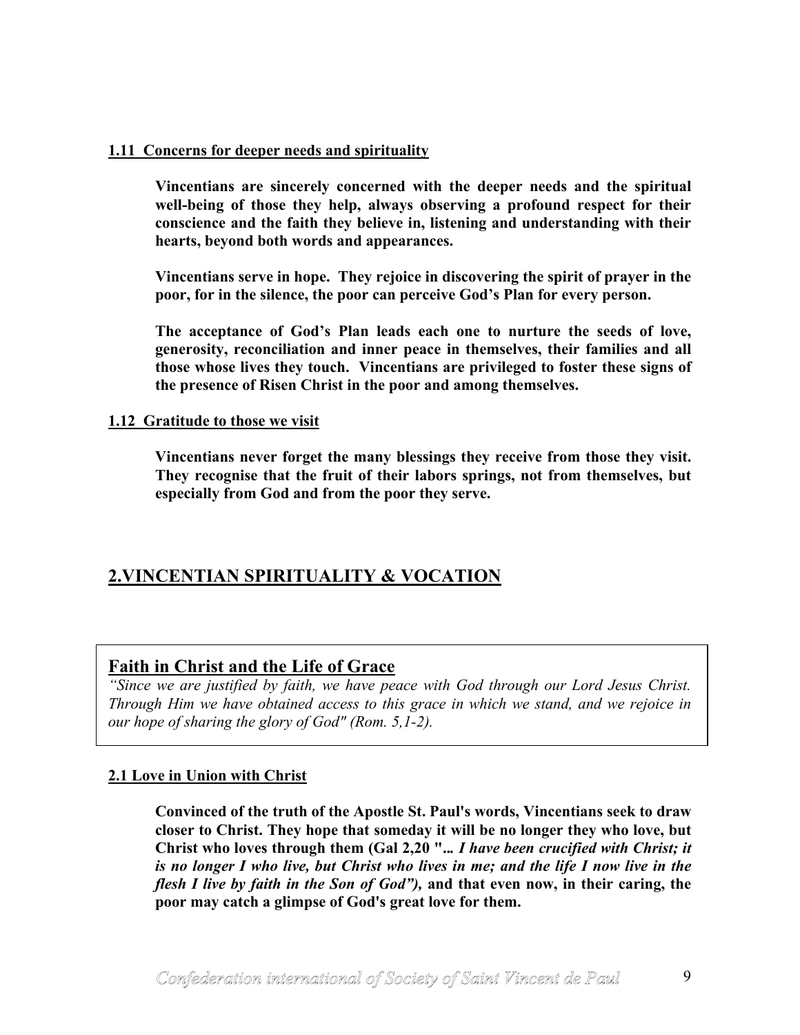### 1.11 Concerns for deeper needs and spirituality

**Vincentians are sincerely concerned with the deeper needs and the spiritual well-being of those they help, always observing a profound respect for their conscience and the faith they believe in, listening and understanding with their hearts, beyond both words and appearances.**

**Vincentians serve in hope. They rejoice in discovering the spirit of prayer in the poor, for in the silence, the poor can perceive God's Plan for every person.**

**The acceptance of God's Plan leads each one to nurture the seeds of love, generosity, reconciliation and inner peace in themselves, their families and all those whose lives they touch. Vincentians are privileged to foster these signs of the presence of Risen Christ in the poor and among themselves.**

### 1.12 Gratitude to those we visit

**Vincentians never forget the many blessings they receive from those they visit. They recognise that the fruit of their labors springs, not from themselves, but especially from God and from the poor they serve.**

## 2.VINCENTIAN SPIRITUALITY & VOCATION

### Faith in Christ and the Life of Grace

*"Since we are justified by faith, we have peace with God through our Lord Jesus Christ. Through Him we have obtained access to this grace in which we stand, and we rejoice in our hope of sharing the glory of God" (Rom. 5,1-2).*

### 2.1 Love in Union with Christ

**Convinced of the truth of the Apostle St. Paul's words, Vincentians seek to draw closer to Christ. They hope that someday it will be no longer they who love, but Christ who loves through them (Gal 2,20 "*... I have been crucified with Christ; it is no longer I who live, but Christ who lives in me; and the life I now live in the flesh I live by faith in the Son of God"),* and that even now, in their caring, the poor may catch a glimpse of God's great love for them.**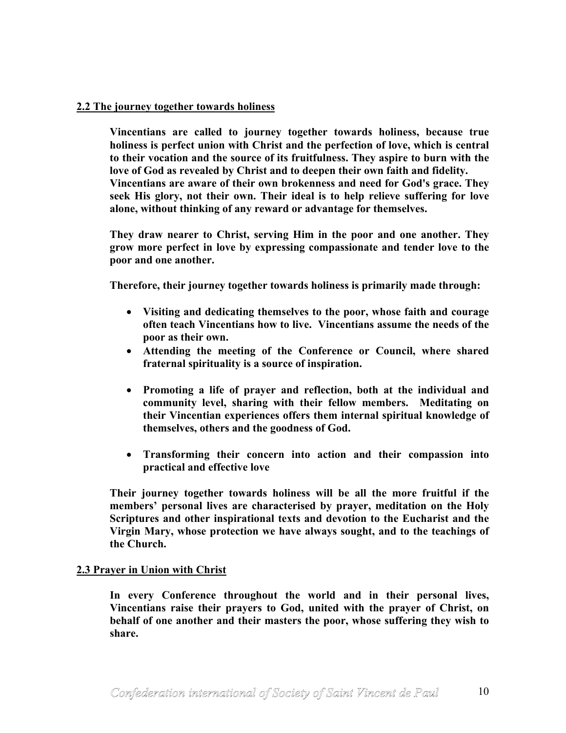## 2.2 The journey together towards holiness

**Vincentians are called to journey together towards holiness, because true holiness is perfect union with Christ and the perfection of love, which is central to their vocation and the source of its fruitfulness. They aspire to burn with the love of God as revealed by Christ and to deepen their own faith and fidelity. Vincentians are aware of their own brokenness and need for God's grace. They seek His glory, not their own. Their ideal is to help relieve suffering for love alone, without thinking of any reward or advantage for themselves.**

**They draw nearer to Christ, serving Him in the poor and one another. They grow more perfect in love by expressing compassionate and tender love to the poor and one another.**

**Therefore, their journey together towards holiness is primarily made through:**

- **Visiting and dedicating themselves to the poor, whose faith and courage often teach Vincentians how to live. Vincentians assume the needs of the poor as their own.**
- **Attending the meeting of the Conference or Council, where shared fraternal spirituality is a source of inspiration.**
- **Promoting a life of prayer and reflection, both at the individual and community level, sharing with their fellow members. Meditating on their Vincentian experiences offers them internal spiritual knowledge of themselves, others and the goodness of God.**
- **Transforming their concern into action and their compassion into practical and effective love**

**Their journey together towards holiness will be all the more fruitful if the members' personal lives are characterised by prayer, meditation on the Holy Scriptures and other inspirational texts and devotion to the Eucharist and the Virgin Mary, whose protection we have always sought, and to the teachings of the Church.**

## 2.3 Prayer in Union with Christ

**In every Conference throughout the world and in their personal lives, Vincentians raise their prayers to God, united with the prayer of Christ, on behalf of one another and their masters the poor, whose suffering they wish to share.**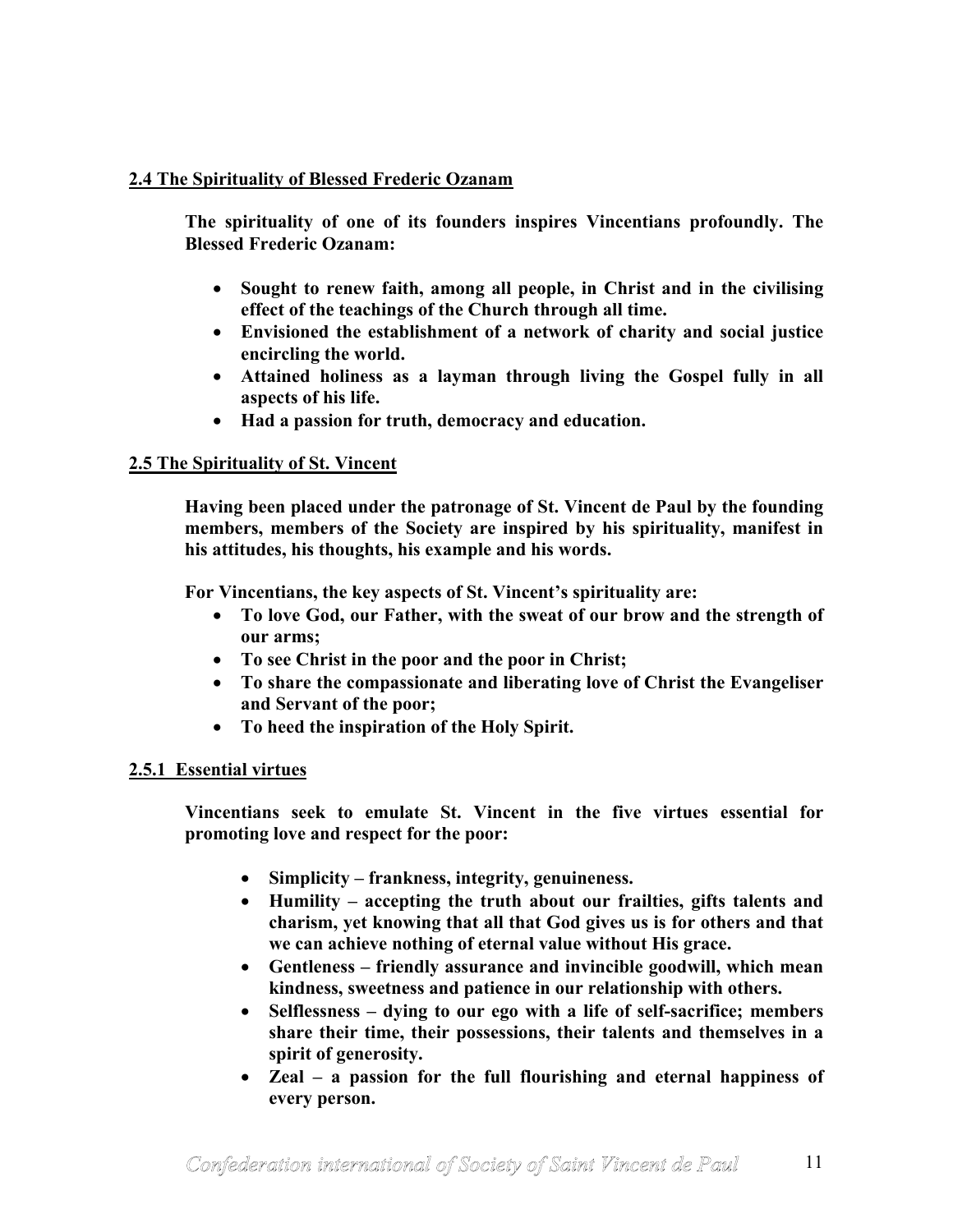## 2.4 The Spirituality of Blessed Frederic Ozanam

**The spirituality of one of its founders inspires Vincentians profoundly. The Blessed Frederic Ozanam:**

- **Sought to renew faith, among all people, in Christ and in the civilising effect of the teachings of the Church through all time.**
- **Envisioned the establishment of a network of charity and social justice encircling the world.**
- **Attained holiness as a layman through living the Gospel fully in all aspects of his life.**
- **Had a passion for truth, democracy and education.**

## 2.5 The Spirituality of St. Vincent

**Having been placed under the patronage of St. Vincent de Paul by the founding members, members of the Society are inspired by his spirituality, manifest in his attitudes, his thoughts, his example and his words.**

**For Vincentians, the key aspects of St. Vincent's spirituality are:**

- **To love God, our Father, with the sweat of our brow and the strength of our arms;**
- **To see Christ in the poor and the poor in Christ;**
- **To share the compassionate and liberating love of Christ the Evangeliser and Servant of the poor;**
- **To heed the inspiration of the Holy Spirit.**

### 2.5.1 Essential virtues

**Vincentians seek to emulate St. Vincent in the five virtues essential for promoting love and respect for the poor:**

- **Simplicity – frankness, integrity, genuineness.**
- **Humility – accepting the truth about our frailties, gifts talents and charism, yet knowing that all that God gives us is for others and that we can achieve nothing of eternal value without His grace.**
- **Gentleness – friendly assurance and invincible goodwill, which mean kindness, sweetness and patience in our relationship with others.**
- **Selflessness – dying to our ego with a life of self-sacrifice; members share their time, their possessions, their talents and themselves in a spirit of generosity.**
- **Zeal – a passion for the full flourishing and eternal happiness of every person.**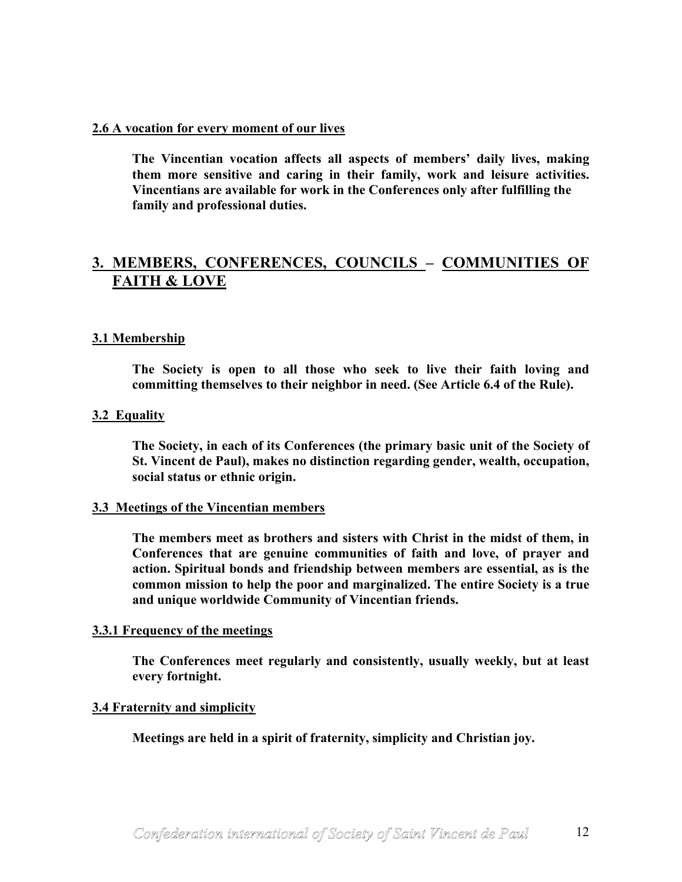### 2.6 A vocation for every moment of our lives

**The Vincentian vocation affects all aspects of members' daily lives, making them more sensitive and caring in their family, work and leisure activities. Vincentians are available for work in the Conferences only after fulfilling the family and professional duties.**

## 3. MEMBERS, CONFERENCES, COUNCILS – COMMUNITIES OF FAITH & LOVE

### 3.1 Membership

**The Society is open to all those who seek to live their faith loving and committing themselves to their neighbor in need. (See Article 6.4 of the Rule).**

### 3.2 Equality

**The Society, in each of its Conferences (the primary basic unit of the Society of St. Vincent de Paul), makes no distinction regarding gender, wealth, occupation, social status or ethnic origin.**

### 3.3 Meetings of the Vincentian members

**The members meet as brothers and sisters with Christ in the midst of them, in Conferences that are genuine communities of faith and love, of prayer and action. Spiritual bonds and friendship between members are essential, as is the common mission to help the poor and marginalized. The entire Society is a true and unique worldwide Community of Vincentian friends.**

#### 3.3.1 Frequency of the meetings

**The Conferences meet regularly and consistently, usually weekly, but at least every fortnight.**

### 3.4 Fraternity and simplicity

**Meetings are held in a spirit of fraternity, simplicity and Christian joy.**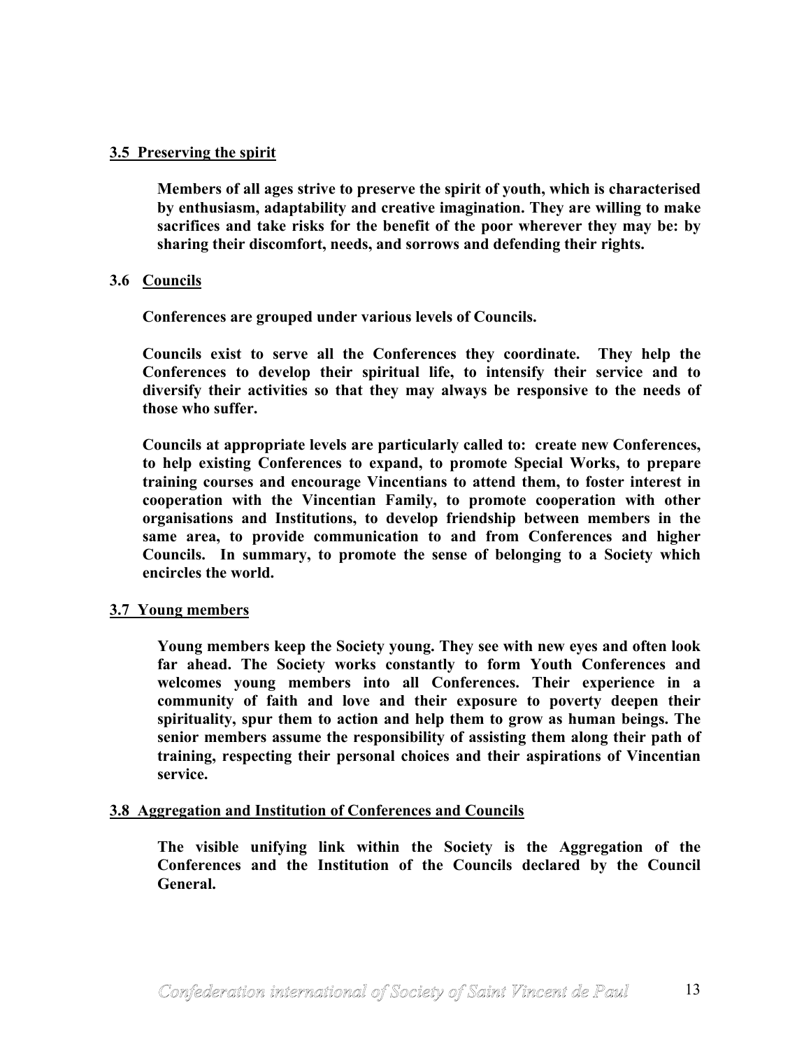### 3.5 Preserving the spirit

**Members of all ages strive to preserve the spirit of youth, which is characterised by enthusiasm, adaptability and creative imagination. They are willing to make sacrifices and take risks for the benefit of the poor wherever they may be: by sharing their discomfort, needs, and sorrows and defending their rights.**

### 3.6 Councils

**Conferences are grouped under various levels of Councils.**

**Councils exist to serve all the Conferences they coordinate. They help the Conferences to develop their spiritual life, to intensify their service and to diversify their activities so that they may always be responsive to the needs of those who suffer.**

**Councils at appropriate levels are particularly called to: create new Conferences, to help existing Conferences to expand, to promote Special Works, to prepare training courses and encourage Vincentians to attend them, to foster interest in cooperation with the Vincentian Family, to promote cooperation with other organisations and Institutions, to develop friendship between members in the same area, to provide communication to and from Conferences and higher Councils. In summary, to promote the sense of belonging to a Society which encircles the world.**

### 3.7 Young members

**Young members keep the Society young. They see with new eyes and often look far ahead. The Society works constantly to form Youth Conferences and welcomes young members into all Conferences. Their experience in a community of faith and love and their exposure to poverty deepen their spirituality, spur them to action and help them to grow as human beings. The senior members assume the responsibility of assisting them along their path of training, respecting their personal choices and their aspirations of Vincentian service.**

### 3.8 Aggregation and Institution of Conferences and Councils

**The visible unifying link within the Society is the Aggregation of the Conferences and the Institution of the Councils declared by the Council General.**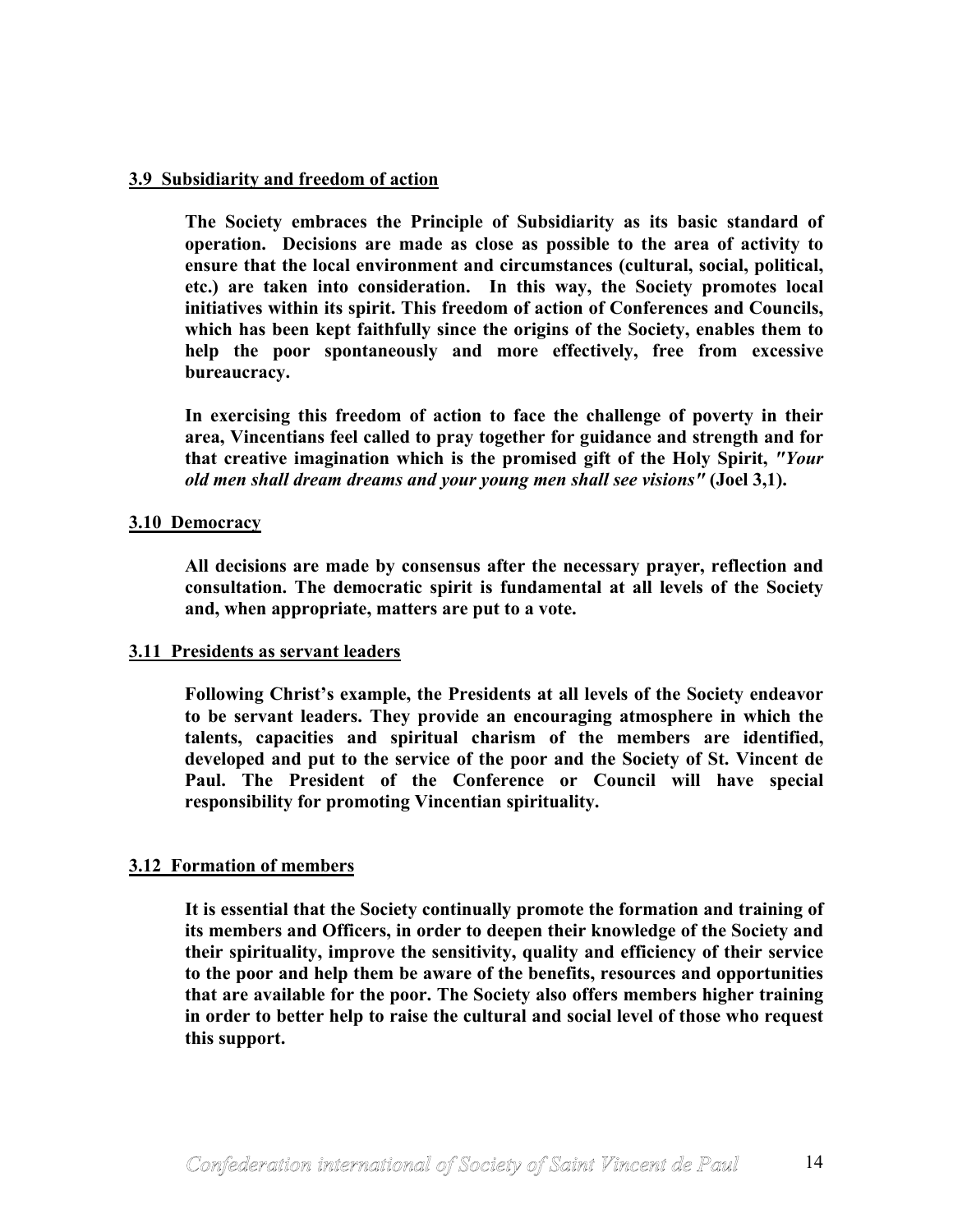### 3.9 Subsidiarity and freedom of action

**The Society embraces the Principle of Subsidiarity as its basic standard of operation. Decisions are made as close as possible to the area of activity to ensure that the local environment and circumstances (cultural, social, political, etc.) are taken into consideration. In this way, the Society promotes local initiatives within its spirit. This freedom of action of Conferences and Councils, which has been kept faithfully since the origins of the Society, enables them to help the poor spontaneously and more effectively, free from excessive bureaucracy.**

**In exercising this freedom of action to face the challenge of poverty in their area, Vincentians feel called to pray together for guidance and strength and for that creative imagination which is the promised gift of the Holy Spirit, *"Your old men shall dream dreams and your young men shall see visions"* (Joel 3,1).**

### 3.10 Democracy

**All decisions are made by consensus after the necessary prayer, reflection and consultation. The democratic spirit is fundamental at all levels of the Society and, when appropriate, matters are put to a vote.**

### 3.11 Presidents as servant leaders

**Following Christ's example, the Presidents at all levels of the Society endeavor to be servant leaders. They provide an encouraging atmosphere in which the talents, capacities and spiritual charism of the members are identified, developed and put to the service of the poor and the Society of St. Vincent de Paul. The President of the Conference or Council will have special responsibility for promoting Vincentian spirituality.**

### 3.12 Formation of members

**It is essential that the Society continually promote the formation and training of its members and Officers, in order to deepen their knowledge of the Society and their spirituality, improve the sensitivity, quality and efficiency of their service to the poor and help them be aware of the benefits, resources and opportunities that are available for the poor. The Society also offers members higher training in order to better help to raise the cultural and social level of those who request this support.**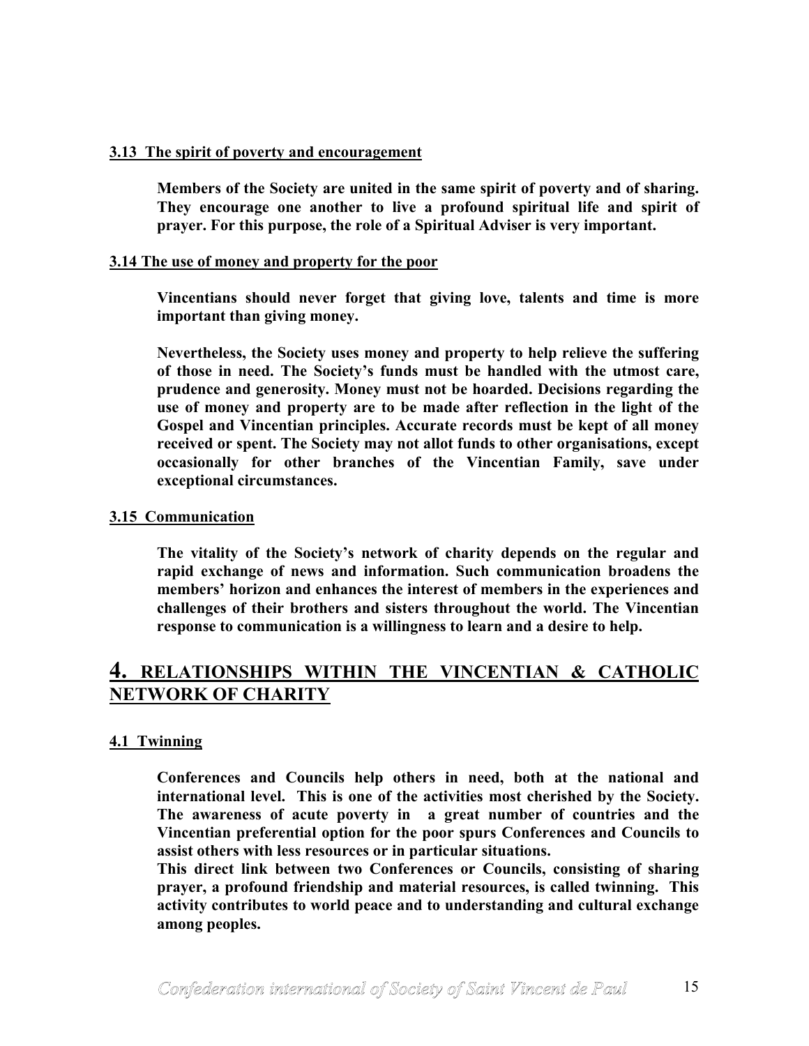### 3.13 The spirit of poverty and encouragement

**Members of the Society are united in the same spirit of poverty and of sharing. They encourage one another to live a profound spiritual life and spirit of prayer. For this purpose, the role of a Spiritual Adviser is very important.**

### 3.14 The use of money and property for the poor

**Vincentians should never forget that giving love, talents and time is more important than giving money.**

**Nevertheless, the Society uses money and property to help relieve the suffering of those in need. The Society's funds must be handled with the utmost care, prudence and generosity. Money must not be hoarded. Decisions regarding the use of money and property are to be made after reflection in the light of the Gospel and Vincentian principles. Accurate records must be kept of all money received or spent. The Society may not allot funds to other organisations, except occasionally for other branches of the Vincentian Family, save under exceptional circumstances.**

### 3.15 Communication

**The vitality of the Society's network of charity depends on the regular and rapid exchange of news and information. Such communication broadens the members' horizon and enhances the interest of members in the experiences and challenges of their brothers and sisters throughout the world. The Vincentian response to communication is a willingness to learn and a desire to help.**

## 4. RELATIONSHIPS WITHIN THE VINCENTIAN & CATHOLIC NETWORK OF CHARITY

### 4.1 Twinning

**Conferences and Councils help others in need, both at the national and international level. This is one of the activities most cherished by the Society. The awareness of acute poverty in a great number of countries and the Vincentian preferential option for the poor spurs Conferences and Councils to assist others with less resources or in particular situations.**
**This direct link between two Conferences or Councils, consisting of sharing prayer, a profound friendship and material resources, is called twinning. This activity contributes to world peace and to understanding and cultural exchange among peoples.**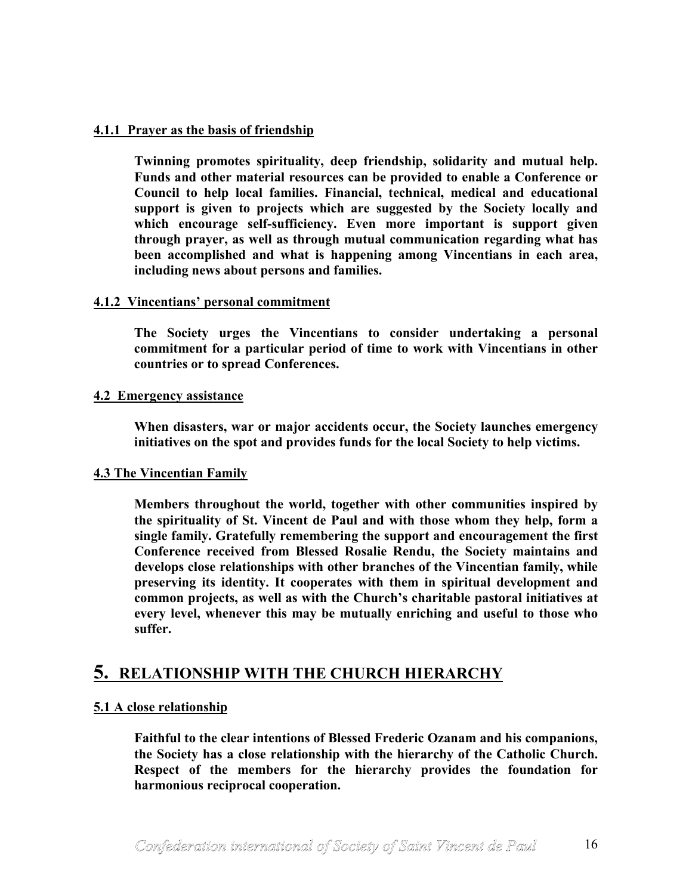#### 4.1.1 Prayer as the basis of friendship

**Twinning promotes spirituality, deep friendship, solidarity and mutual help. Funds and other material resources can be provided to enable a Conference or Council to help local families. Financial, technical, medical and educational support is given to projects which are suggested by the Society locally and which encourage self-sufficiency. Even more important is support given through prayer, as well as through mutual communication regarding what has been accomplished and what is happening among Vincentians in each area, including news about persons and families.**

#### 4.1.2 Vincentians' personal commitment

**The Society urges the Vincentians to consider undertaking a personal commitment for a particular period of time to work with Vincentians in other countries or to spread Conferences.**

### 4.2 Emergency assistance

**When disasters, war or major accidents occur, the Society launches emergency initiatives on the spot and provides funds for the local Society to help victims.**

### 4.3 The Vincentian Family

**Members throughout the world, together with other communities inspired by the spirituality of St. Vincent de Paul and with those whom they help, form a single family. Gratefully remembering the support and encouragement the first Conference received from Blessed Rosalie Rendu, the Society maintains and develops close relationships with other branches of the Vincentian family, while preserving its identity. It cooperates with them in spiritual development and common projects, as well as with the Church's charitable pastoral initiatives at every level, whenever this may be mutually enriching and useful to those who suffer.**

## 5. RELATIONSHIP WITH THE CHURCH HIERARCHY

### 5.1 A close relationship

**Faithful to the clear intentions of Blessed Frederic Ozanam and his companions, the Society has a close relationship with the hierarchy of the Catholic Church. Respect of the members for the hierarchy provides the foundation for harmonious reciprocal cooperation.**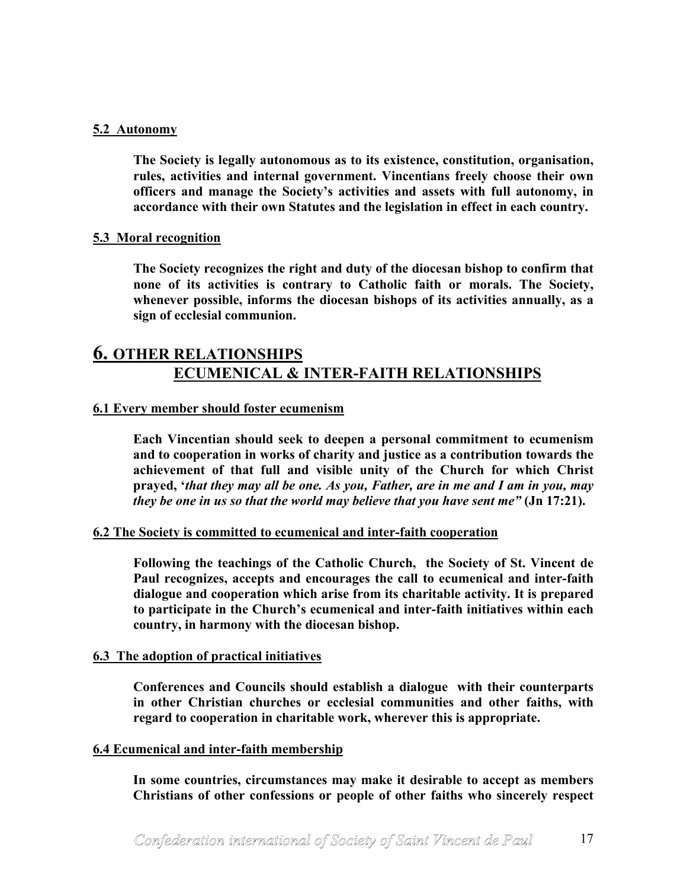#### 5.2 Autonomy

**The Society is legally autonomous as to its existence, constitution, organisation, rules, activities and internal government. Vincentians freely choose their own officers and manage the Society's activities and assets with full autonomy, in accordance with their own Statutes and the legislation in effect in each country.**

#### 5.3 Moral recognition

**The Society recognizes the right and duty of the diocesan bishop to confirm that none of its activities is contrary to Catholic faith or morals. The Society, whenever possible, informs the diocesan bishops of its activities annually, as a sign of ecclesial communion.**

## 6. OTHER RELATIONSHIPS
## ECUMENICAL & INTER-FAITH RELATIONSHIPS

#### 6.1 Every member should foster ecumenism

**Each Vincentian should seek to deepen a personal commitment to ecumenism and to cooperation in works of charity and justice as a contribution towards the achievement of that full and visible unity of the Church for which Christ prayed, '*that they may all be one. As you, Father, are in me and I am in you, may they be one in us so that the world may believe that you have sent me"* (Jn 17:21).**

#### 6.2 The Society is committed to ecumenical and inter-faith cooperation

**Following the teachings of the Catholic Church, the Society of St. Vincent de Paul recognizes, accepts and encourages the call to ecumenical and inter-faith dialogue and cooperation which arise from its charitable activity. It is prepared to participate in the Church's ecumenical and inter-faith initiatives within each country, in harmony with the diocesan bishop.**

#### 6.3 The adoption of practical initiatives

**Conferences and Councils should establish a dialogue with their counterparts in other Christian churches or ecclesial communities and other faiths, with regard to cooperation in charitable work, wherever this is appropriate.**

#### 6.4 Ecumenical and inter-faith membership

**In some countries, circumstances may make it desirable to accept as members Christians of other confessions or people of other faiths who sincerely respect**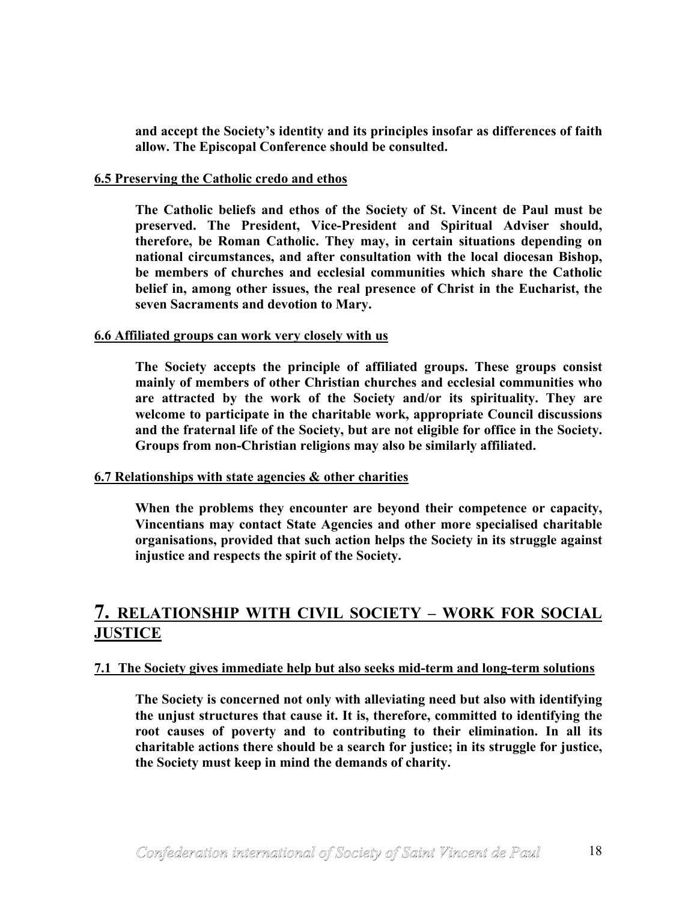**and accept the Society's identity and its principles insofar as differences of faith allow. The Episcopal Conference should be consulted.**

### 6.5 Preserving the Catholic credo and ethos

**The Catholic beliefs and ethos of the Society of St. Vincent de Paul must be preserved. The President, Vice-President and Spiritual Adviser should, therefore, be Roman Catholic. They may, in certain situations depending on national circumstances, and after consultation with the local diocesan Bishop, be members of churches and ecclesial communities which share the Catholic belief in, among other issues, the real presence of Christ in the Eucharist, the seven Sacraments and devotion to Mary.**

### 6.6 Affiliated groups can work very closely with us

**The Society accepts the principle of affiliated groups. These groups consist mainly of members of other Christian churches and ecclesial communities who are attracted by the work of the Society and/or its spirituality. They are welcome to participate in the charitable work, appropriate Council discussions and the fraternal life of the Society, but are not eligible for office in the Society. Groups from non-Christian religions may also be similarly affiliated.**

### 6.7 Relationships with state agencies & other charities

**When the problems they encounter are beyond their competence or capacity, Vincentians may contact State Agencies and other more specialised charitable organisations, provided that such action helps the Society in its struggle against injustice and respects the spirit of the Society.**

## 7. RELATIONSHIP WITH CIVIL SOCIETY – WORK FOR SOCIAL JUSTICE

### 7.1 The Society gives immediate help but also seeks mid-term and long-term solutions

**The Society is concerned not only with alleviating need but also with identifying the unjust structures that cause it. It is, therefore, committed to identifying the root causes of poverty and to contributing to their elimination. In all its charitable actions there should be a search for justice; in its struggle for justice, the Society must keep in mind the demands of charity.**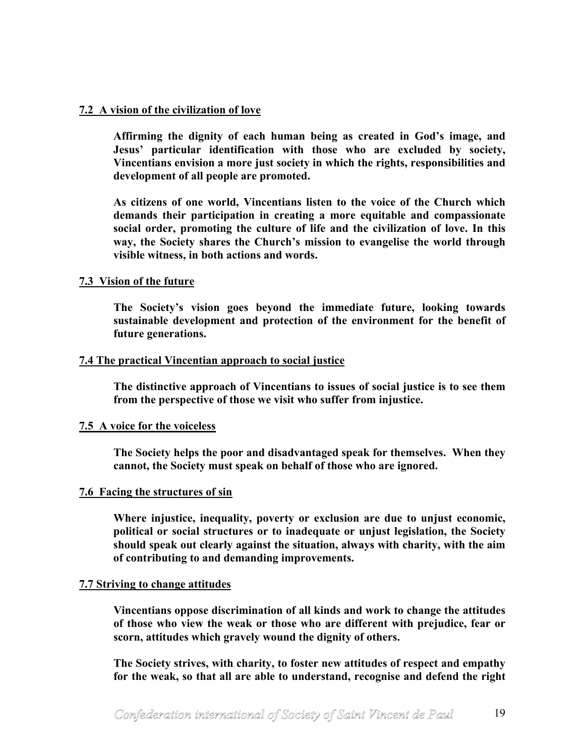### 7.2 A vision of the civilization of love

**Affirming the dignity of each human being as created in God's image, and Jesus' particular identification with those who are excluded by society, Vincentians envision a more just society in which the rights, responsibilities and development of all people are promoted.**

**As citizens of one world, Vincentians listen to the voice of the Church which demands their participation in creating a more equitable and compassionate social order, promoting the culture of life and the civilization of love. In this way, the Society shares the Church's mission to evangelise the world through visible witness, in both actions and words.**

### 7.3 Vision of the future

**The Society's vision goes beyond the immediate future, looking towards sustainable development and protection of the environment for the benefit of future generations.**

### 7.4 The practical Vincentian approach to social justice

**The distinctive approach of Vincentians to issues of social justice is to see them from the perspective of those we visit who suffer from injustice.**

### 7.5 A voice for the voiceless

**The Society helps the poor and disadvantaged speak for themselves. When they cannot, the Society must speak on behalf of those who are ignored.**

### 7.6 Facing the structures of sin

**Where injustice, inequality, poverty or exclusion are due to unjust economic, political or social structures or to inadequate or unjust legislation, the Society should speak out clearly against the situation, always with charity, with the aim of contributing to and demanding improvements.**

### 7.7 Striving to change attitudes

**Vincentians oppose discrimination of all kinds and work to change the attitudes of those who view the weak or those who are different with prejudice, fear or scorn, attitudes which gravely wound the dignity of others.**

**The Society strives, with charity, to foster new attitudes of respect and empathy for the weak, so that all are able to understand, recognise and defend the right**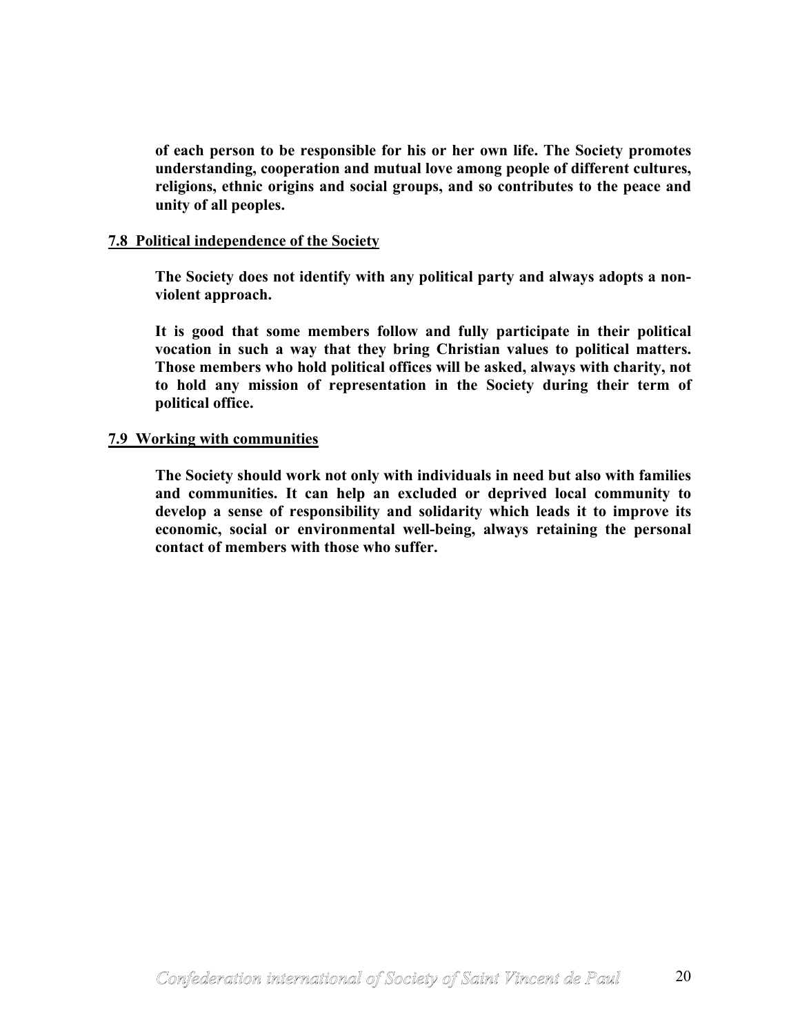**of each person to be responsible for his or her own life. The Society promotes understanding, cooperation and mutual love among people of different cultures, religions, ethnic origins and social groups, and so contributes to the peace and unity of all peoples.**

### 7.8 Political independence of the Society

**The Society does not identify with any political party and always adopts a non-violent approach.**

**It is good that some members follow and fully participate in their political vocation in such a way that they bring Christian values to political matters. Those members who hold political offices will be asked, always with charity, not to hold any mission of representation in the Society during their term of political office.**

### 7.9 Working with communities

**The Society should work not only with individuals in need but also with families and communities. It can help an excluded or deprived local community to develop a sense of responsibility and solidarity which leads it to improve its economic, social or environmental well-being, always retaining the personal contact of members with those who suffer.**